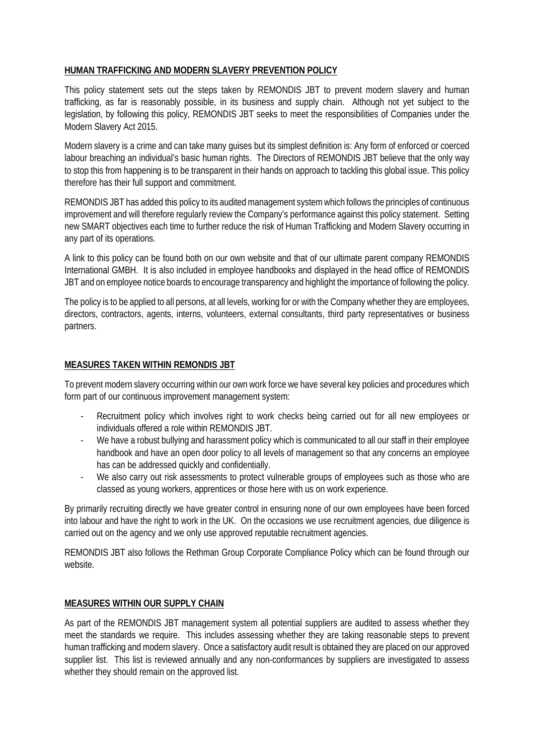## HUMAN TRAFFICKING AND MODERN SLAVERY PREVENTION POLICY

This policy statement sets out the steps taken by REMONDIS JBT to prevent modern slavery and human trafficking, as far is reasonably possible, in its business and supply chain. Although not yet subject to the legislation, by following this policy, REMONDIS JBT seeks to meet the responsibilities of Companies under the Modern Slavery Act 2015.

Modern slavery is a crime and can take many guises but its simplest definition is: Any form of enforced or coerced labour breaching an individual's basic human rights. The Directors of REMONDIS JBT believe that the only way to stop this from happening is to be transparent in their hands on approach to tackling this global issue. This policy therefore has their full support and commitment.

REMONDIS JBT has added this policy to its audited management system which follows the principles of continuous improvement and will therefore regularly review the Company's performance against this policy statement. Setting new SMART objectives each time to further reduce the risk of Human Trafficking and Modern Slavery occurring in any part of its operations.

A link to this policy can be found both on our own website and that of our ultimate parent company REMONDIS International GMBH. It is also included in employee handbooks and displayed in the head office of REMONDIS JBT and on employee notice boards to encourage transparency and highlight the importance of following the policy.

The policy is to be applied to all persons, at all levels, working for or with the Company whether they are employees, directors, contractors, agents, interns, volunteers, external consultants, third party representatives or business partners.

## MEASURES TAKEN WITHIN REMONDIS JBT

To prevent modern slavery occurring within our own work force we have several key policies and procedures which form part of our continuous improvement management system:

- Recruitment policy which involves right to work checks being carried out for all new employees or individuals offered a role within REMONDIS JBT.
- We have a robust bullying and harassment policy which is communicated to all our staff in their employee handbook and have an open door policy to all levels of management so that any concerns an employee has can be addressed quickly and confidentially.
- We also carry out risk assessments to protect vulnerable groups of employees such as those who are classed as young workers, apprentices or those here with us on work experience.

By primarily recruiting directly we have greater control in ensuring none of our own employees have been forced into labour and have the right to work in the UK. On the occasions we use recruitment agencies, due diligence is carried out on the agency and we only use approved reputable recruitment agencies.

REMONDIS JBT also follows the Rethman Group Corporate Compliance Policy which can be found through our website.

## MEASURES WITHIN OUR SUPPLY CHAIN

As part of the REMONDIS JBT management system all potential suppliers are audited to assess whether they meet the standards we require. This includes assessing whether they are taking reasonable steps to prevent human trafficking and modern slavery. Once a satisfactory audit result is obtained they are placed on our approved supplier list. This list is reviewed annually and any non-conformances by suppliers are investigated to assess whether they should remain on the approved list.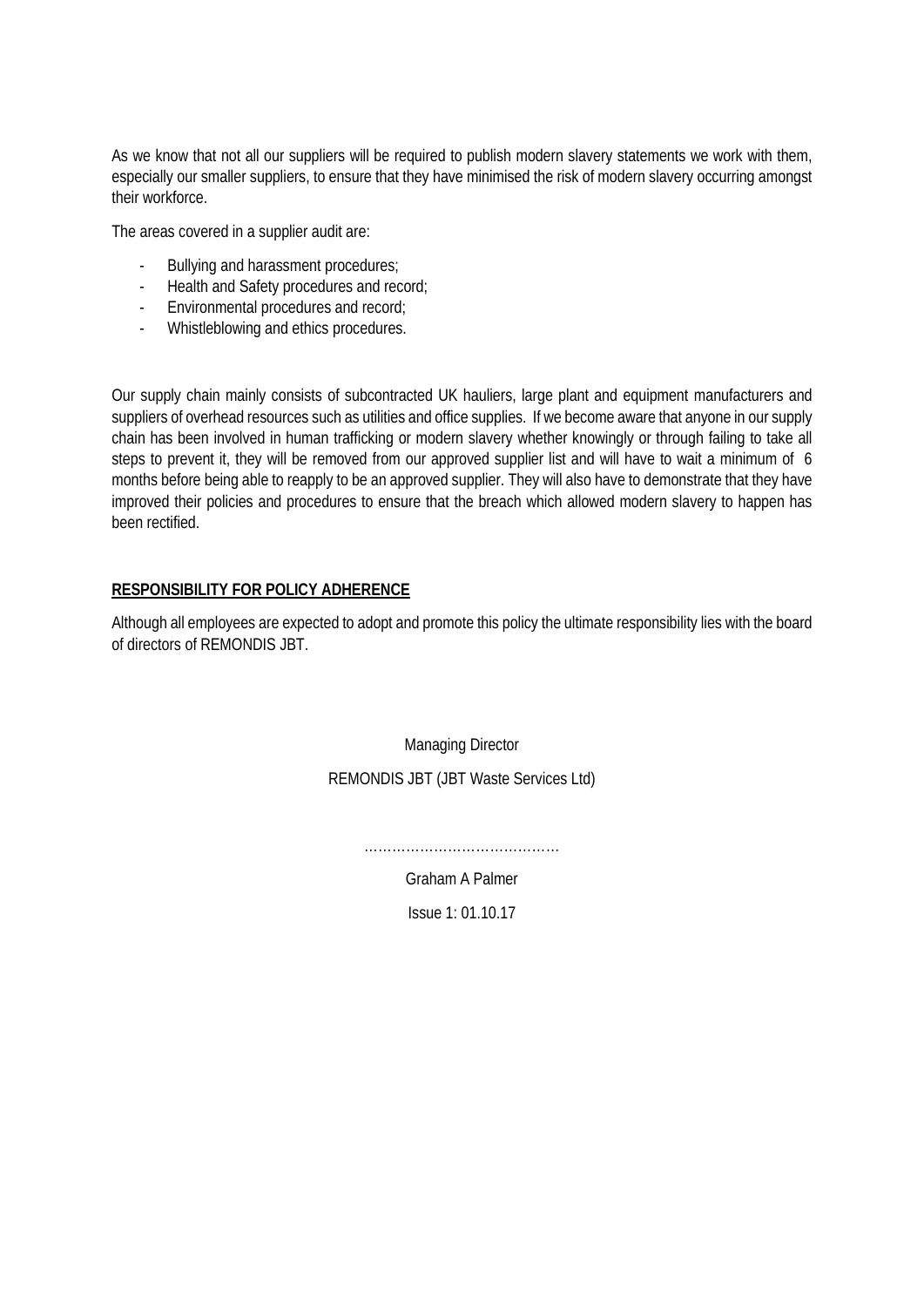As we know that not all our suppliers will be required to publish modern slavery statements we work with them, especially our smaller suppliers, to ensure that they have minimised the risk of modern slavery occurring amongst their workforce.

The areas covered in a supplier audit are:

- Bullying and harassment procedures;
- Health and Safety procedures and record;
- Environmental procedures and record;
- Whistleblowing and ethics procedures.

Our supply chain mainly consists of subcontracted UK hauliers, large plant and equipment manufacturers and suppliers of overhead resources such as utilities and office supplies. If we become aware that anyone in our supply chain has been involved in human trafficking or modern slavery whether knowingly or through failing to take all steps to prevent it, they will be removed from our approved supplier list and will have to wait a minimum of 6 months before being able to reapply to be an approved supplier. They will also have to demonstrate that they have improved their policies and procedures to ensure that the breach which allowed modern slavery to happen has been rectified.

## RESPONSIBILITY FOR POLICY ADHERENCE

Although all employees are expected to adopt and promote this policy the ultimate responsibility lies with the board of directors of REMONDIS JBT.

Managing Director

REMONDIS JBT (JBT Waste Services Ltd)

……………………………………

Graham A Palmer

Issue 1: 01.10.17